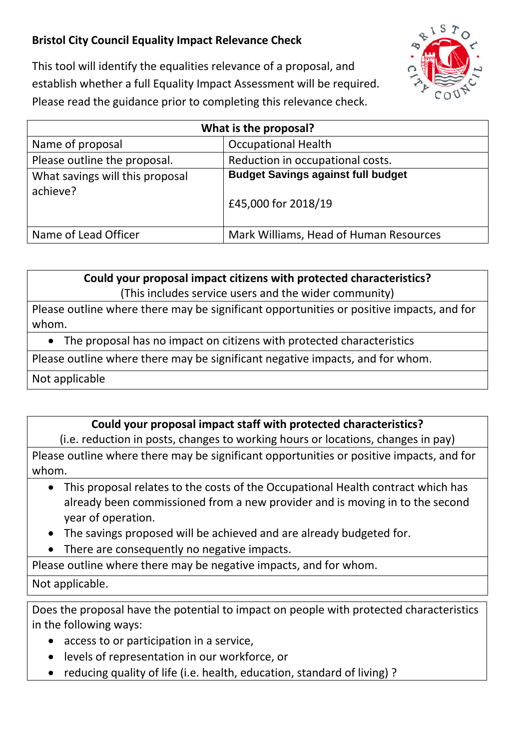# Bristol City Council Equality Impact Relevance Check

This tool will identify the equalities relevance of a proposal, and establish whether a full Equality Impact Assessment will be required. Please read the guidance prior to completing this relevance check.

| What is the proposal? | |
|---|---|
| Name of proposal | Occupational Health |
| Please outline the proposal. | Reduction in occupational costs. |
| What savings will this proposal achieve? | **Budget Savings against full budget**<br><br>£45,000 for 2018/19 |
| Name of Lead Officer | Mark Williams, Head of Human Resources |

| **Could your proposal impact citizens with protected characteristics?**<br>(This includes service users and the wider community) |
|---|
| Please outline where there may be significant opportunities or positive impacts, and for whom. |
| • The proposal has no impact on citizens with protected characteristics |
| Please outline where there may be significant negative impacts, and for whom. |
| Not applicable |

| **Could your proposal impact staff with protected characteristics?**<br>(i.e. reduction in posts, changes to working hours or locations, changes in pay) |
|---|
| Please outline where there may be significant opportunities or positive impacts, and for whom. |
| • This proposal relates to the costs of the Occupational Health contract which has already been commissioned from a new provider and is moving in to the second year of operation.<br>• The savings proposed will be achieved and are already budgeted for.<br>• There are consequently no negative impacts. |
| Please outline where there may be negative impacts, and for whom. |
| Not applicable. |

Does the proposal have the potential to impact on people with protected characteristics in the following ways:

- access to or participation in a service,
- levels of representation in our workforce, or
- reducing quality of life (i.e. health, education, standard of living) ?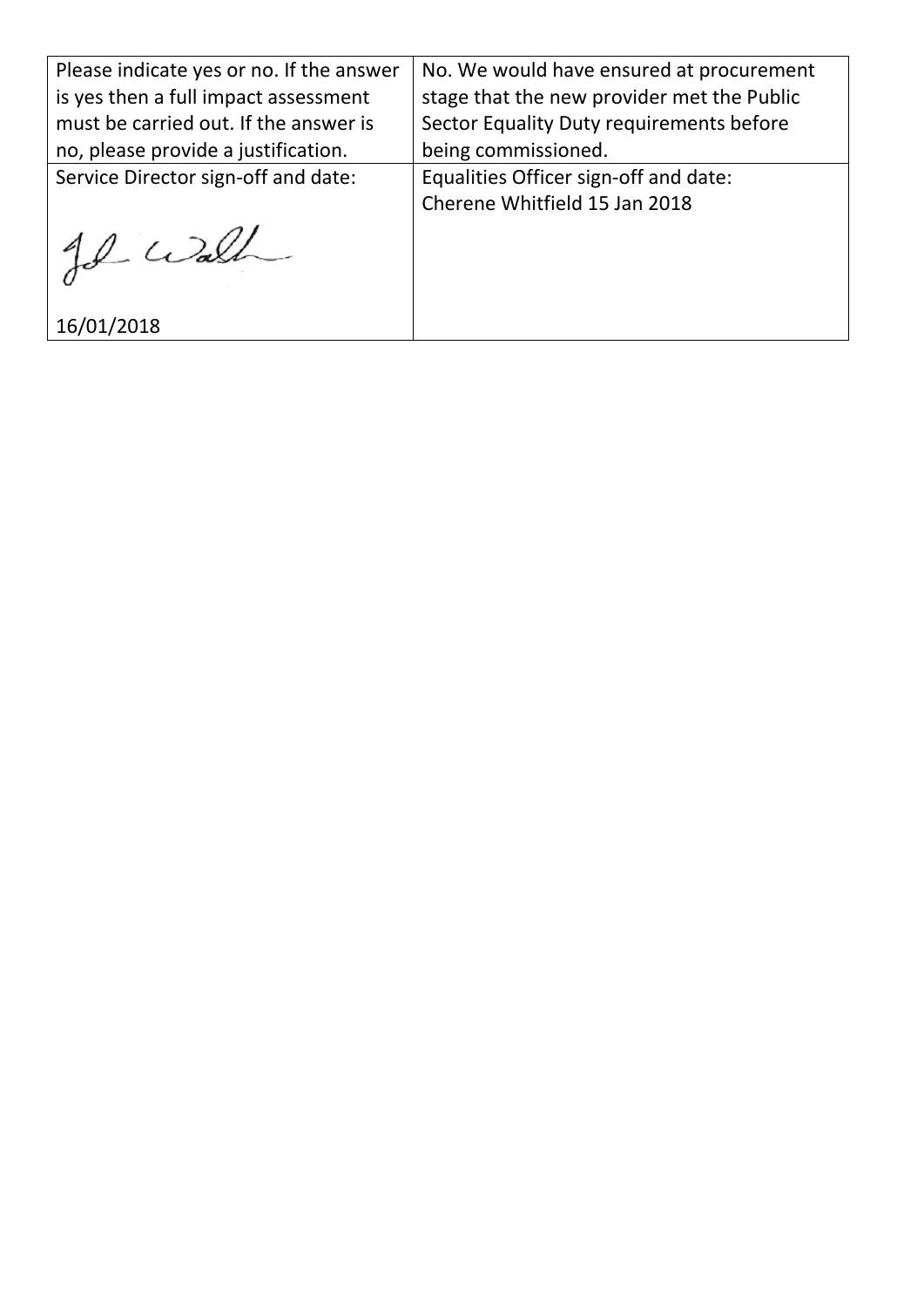| | |
|---|---|
| Please indicate yes or no. If the answer is yes then a full impact assessment must be carried out. If the answer is no, please provide a justification. | No. We would have ensured at procurement stage that the new provider met the Public Sector Equality Duty requirements before being commissioned. |
| Service Director sign-off and date: 16/01/2018 | Equalities Officer sign-off and date: Cherene Whitfield 15 Jan 2018 |